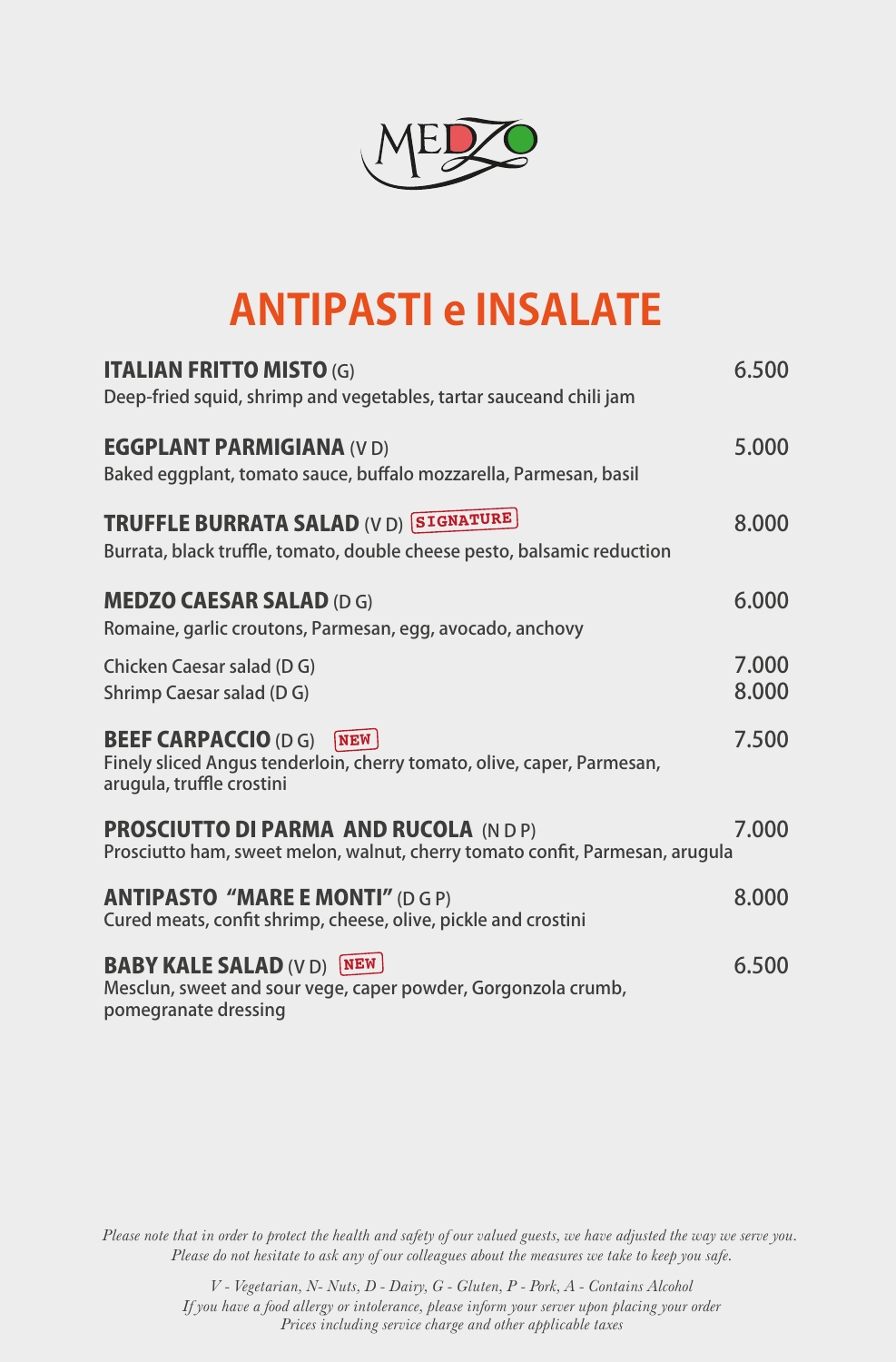MEDZO

# ANTIPASTI e INSALATE

**ITALIAN FRITTO MISTO** (G) — 6.500
Deep-fried squid, shrimp and vegetables, tartar sauceand chili jam

**EGGPLANT PARMIGIANA** (V D) — 5.000
Baked eggplant, tomato sauce, buffalo mozzarella, Parmesan, basil

**TRUFFLE BURRATA SALAD** (V D) SIGNATURE — 8.000
Burrata, black truffle, tomato, double cheese pesto, balsamic reduction

**MEDZO CAESAR SALAD** (D G) — 6.000
Romaine, garlic croutons, Parmesan, egg, avocado, anchovy

Chicken Caesar salad (D G) — 7.000
Shrimp Caesar salad (D G) — 8.000

**BEEF CARPACCIO** (D G) NEW — 7.500
Finely sliced Angus tenderloin, cherry tomato, olive, caper, Parmesan, arugula, truffle crostini

**PROSCIUTTO DI PARMA AND RUCOLA** (N D P) — 7.000
Prosciutto ham, sweet melon, walnut, cherry tomato confit, Parmesan, arugula

**ANTIPASTO "MARE E MONTI"** (D G P) — 8.000
Cured meats, confit shrimp, cheese, olive, pickle and crostini

**BABY KALE SALAD** (V D) NEW — 6.500
Mesclun, sweet and sour vege, caper powder, Gorgonzola crumb, pomegranate dressing

*Please note that in order to protect the health and safety of our valued guests, we have adjusted the way we serve you.*
*Please do not hesitate to ask any of our colleagues about the measures we take to keep you safe.*

*V - Vegetarian, N- Nuts, D - Dairy, G - Gluten, P - Pork, A - Contains Alcohol*
*If you have a food allergy or intolerance, please inform your server upon placing your order*
*Prices including service charge and other applicable taxes*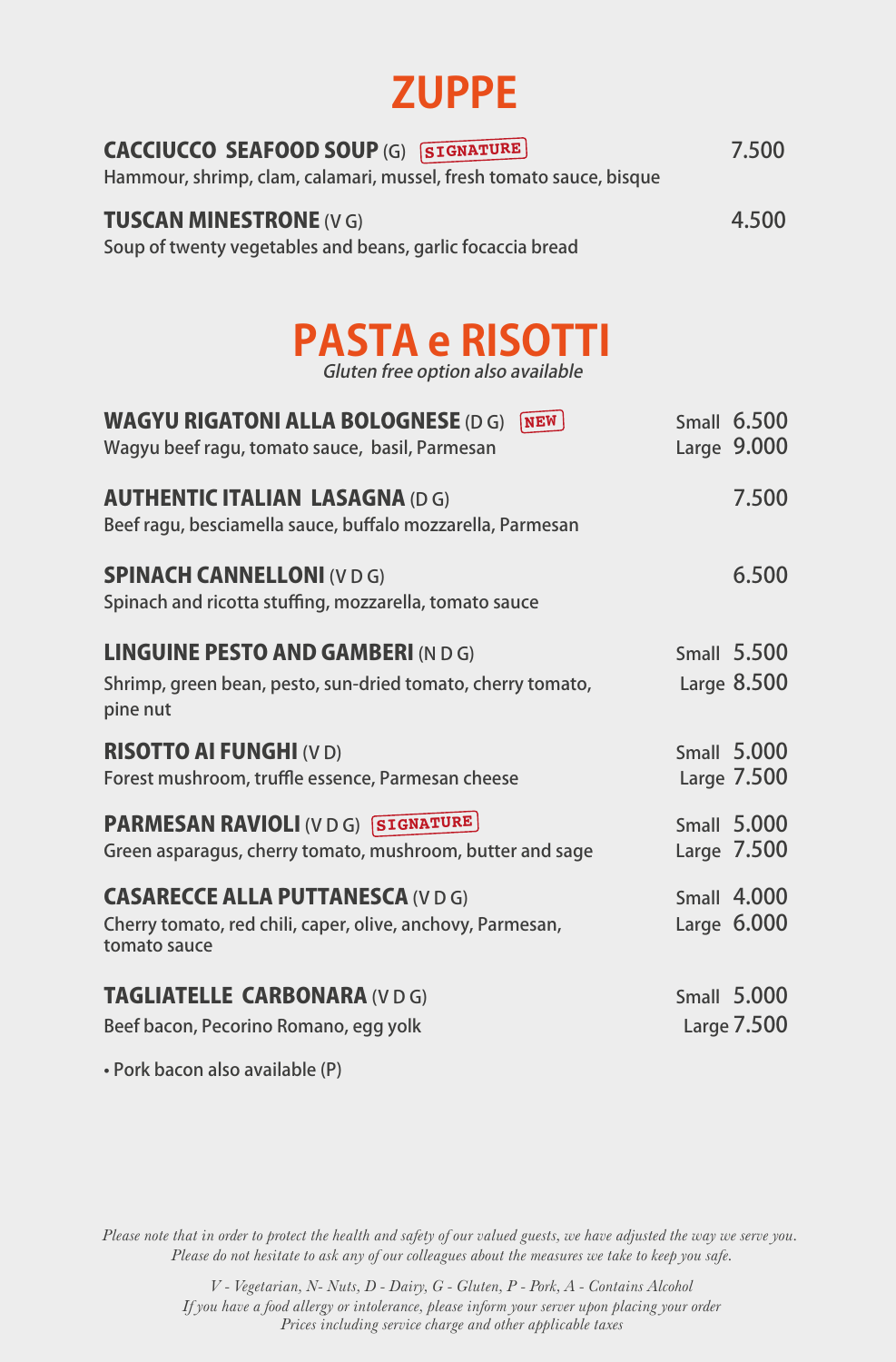# ZUPPE

**CACCIUCCO SEAFOOD SOUP** (G) SIGNATURE — 7.500
Hammour, shrimp, clam, calamari, mussel, fresh tomato sauce, bisque

**TUSCAN MINESTRONE** (V G) — 4.500
Soup of twenty vegetables and beans, garlic focaccia bread

# PASTA e RISOTTI

*Gluten free option also available*

**WAGYU RIGATONI ALLA BOLOGNESE** (D G) NEW — Small 6.500 / Large 9.000
Wagyu beef ragu, tomato sauce, basil, Parmesan

**AUTHENTIC ITALIAN LASAGNA** (D G) — 7.500
Beef ragu, besciamella sauce, buffalo mozzarella, Parmesan

**SPINACH CANNELLONI** (V D G) — 6.500
Spinach and ricotta stuffing, mozzarella, tomato sauce

**LINGUINE PESTO AND GAMBERI** (N D G) — Small 5.500 / Large 8.500
Shrimp, green bean, pesto, sun-dried tomato, cherry tomato, pine nut

**RISOTTO AI FUNGHI** (V D) — Small 5.000 / Large 7.500
Forest mushroom, truffle essence, Parmesan cheese

**PARMESAN RAVIOLI** (V D G) SIGNATURE — Small 5.000 / Large 7.500
Green asparagus, cherry tomato, mushroom, butter and sage

**CASARECCE ALLA PUTTANESCA** (V D G) — Small 4.000 / Large 6.000
Cherry tomato, red chili, caper, olive, anchovy, Parmesan, tomato sauce

**TAGLIATELLE CARBONARA** (V D G) — Small 5.000 / Large 7.500
Beef bacon, Pecorino Romano, egg yolk

• Pork bacon also available (P)

*Please note that in order to protect the health and safety of our valued guests, we have adjusted the way we serve you. Please do not hesitate to ask any of our colleagues about the measures we take to keep you safe.*

*V - Vegetarian, N- Nuts, D - Dairy, G - Gluten, P - Pork, A - Contains Alcohol*
*If you have a food allergy or intolerance, please inform your server upon placing your order*
*Prices including service charge and other applicable taxes*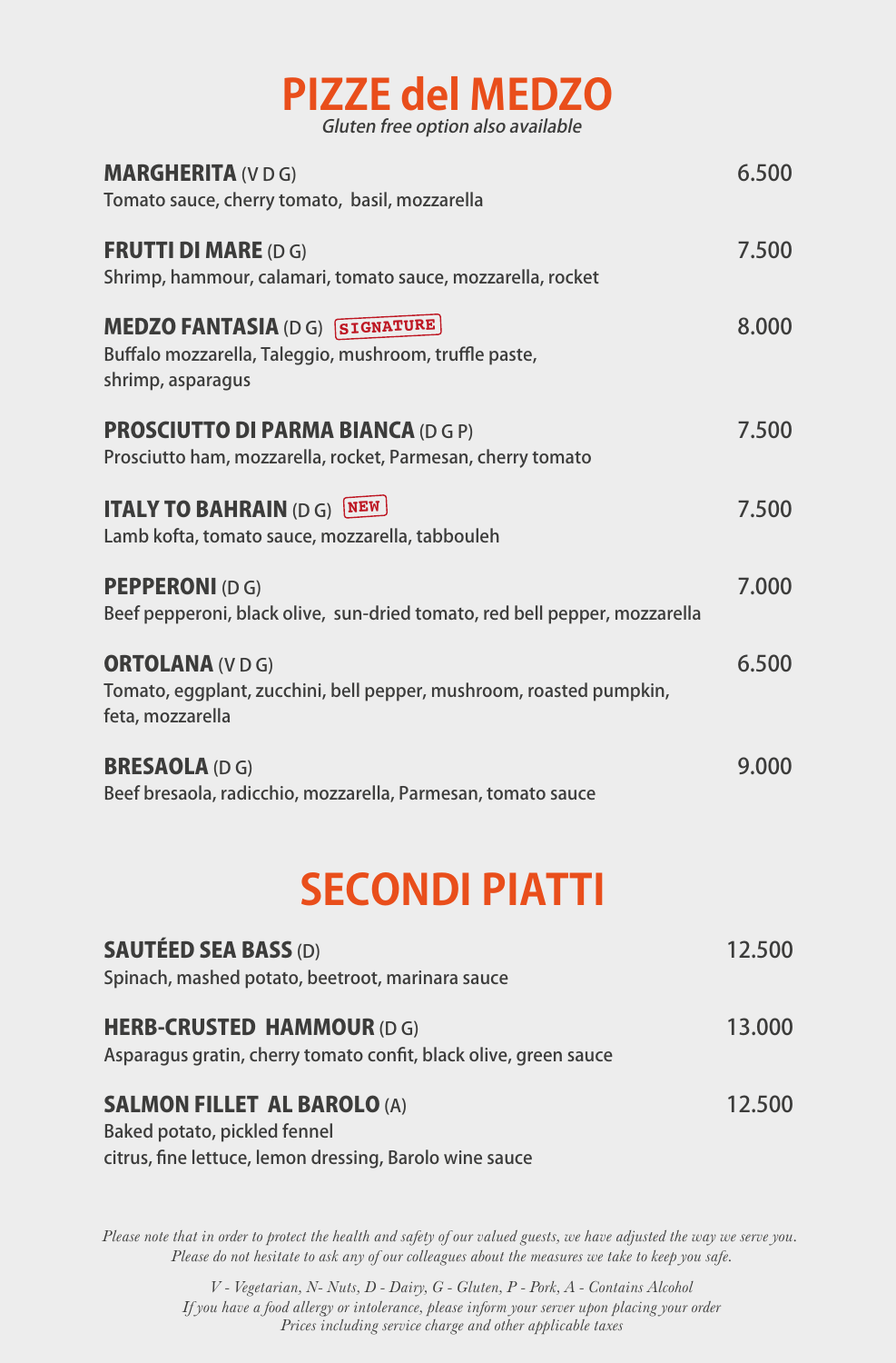# PIZZE del MEDZO

*Gluten free option also available*

**MARGHERITA** (V D G) — 6.500
Tomato sauce, cherry tomato, basil, mozzarella

**FRUTTI DI MARE** (D G) — 7.500
Shrimp, hammour, calamari, tomato sauce, mozzarella, rocket

**MEDZO FANTASIA** (D G) SIGNATURE — 8.000
Buffalo mozzarella, Taleggio, mushroom, truffle paste, shrimp, asparagus

**PROSCIUTTO DI PARMA BIANCA** (D G P) — 7.500
Prosciutto ham, mozzarella, rocket, Parmesan, cherry tomato

**ITALY TO BAHRAIN** (D G) NEW — 7.500
Lamb kofta, tomato sauce, mozzarella, tabbouleh

**PEPPERONI** (D G) — 7.000
Beef pepperoni, black olive, sun-dried tomato, red bell pepper, mozzarella

**ORTOLANA** (V D G) — 6.500
Tomato, eggplant, zucchini, bell pepper, mushroom, roasted pumpkin, feta, mozzarella

**BRESAOLA** (D G) — 9.000
Beef bresaola, radicchio, mozzarella, Parmesan, tomato sauce

# SECONDI PIATTI

**SAUTÉED SEA BASS** (D) — 12.500
Spinach, mashed potato, beetroot, marinara sauce

**HERB-CRUSTED HAMMOUR** (D G) — 13.000
Asparagus gratin, cherry tomato confit, black olive, green sauce

**SALMON FILLET AL BAROLO** (A) — 12.500
Baked potato, pickled fennel
citrus, fine lettuce, lemon dressing, Barolo wine sauce

*Please note that in order to protect the health and safety of our valued guests, we have adjusted the way we serve you. Please do not hesitate to ask any of our colleagues about the measures we take to keep you safe.*

*V - Vegetarian, N- Nuts, D - Dairy, G - Gluten, P - Pork, A - Contains Alcohol*
*If you have a food allergy or intolerance, please inform your server upon placing your order*
*Prices including service charge and other applicable taxes*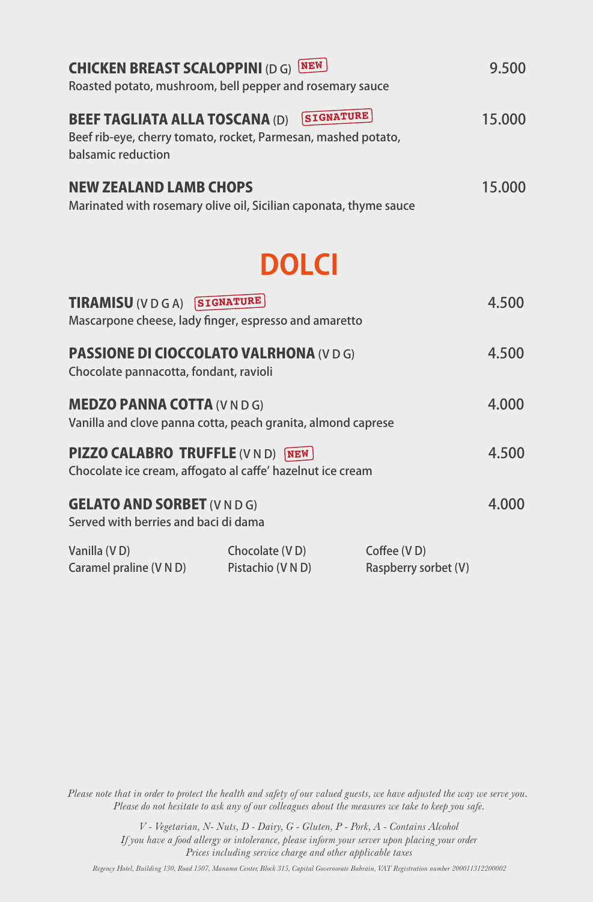**CHICKEN BREAST SCALOPPINI** (D G) NEW — 9.500
Roasted potato, mushroom, bell pepper and rosemary sauce

**BEEF TAGLIATA ALLA TOSCANA** (D) SIGNATURE — 15.000
Beef rib-eye, cherry tomato, rocket, Parmesan, mashed potato, balsamic reduction

**NEW ZEALAND LAMB CHOPS** — 15.000
Marinated with rosemary olive oil, Sicilian caponata, thyme sauce

# DOLCI

**TIRAMISU** (V D G A) SIGNATURE — 4.500
Mascarpone cheese, lady finger, espresso and amaretto

**PASSIONE DI CIOCCOLATO VALRHONA** (V D G) — 4.500
Chocolate pannacotta, fondant, ravioli

**MEDZO PANNA COTTA** (V N D G) — 4.000
Vanilla and clove panna cotta, peach granita, almond caprese

**PIZZO CALABRO TRUFFLE** (V N D) NEW — 4.500
Chocolate ice cream, affogato al caffe' hazelnut ice cream

**GELATO AND SORBET** (V N D G) — 4.000
Served with berries and baci di dama

| | | |
|---|---|---|
| Vanilla (V D) | Chocolate (V D) | Coffee (V D) |
| Caramel praline (V N D) | Pistachio (V N D) | Raspberry sorbet (V) |

*Please note that in order to protect the health and safety of our valued guests, we have adjusted the way we serve you. Please do not hesitate to ask any of our colleagues about the measures we take to keep you safe.*

*V - Vegetarian, N- Nuts, D - Dairy, G - Gluten, P - Pork, A - Contains Alcohol*
*If you have a food allergy or intolerance, please inform your server upon placing your order*
*Prices including service charge and other applicable taxes*

*Regency Hotel, Building 130, Road 1507, Manama Center, Block 315, Capital Governorate Bahrain, VAT Registration number 200011312200002*